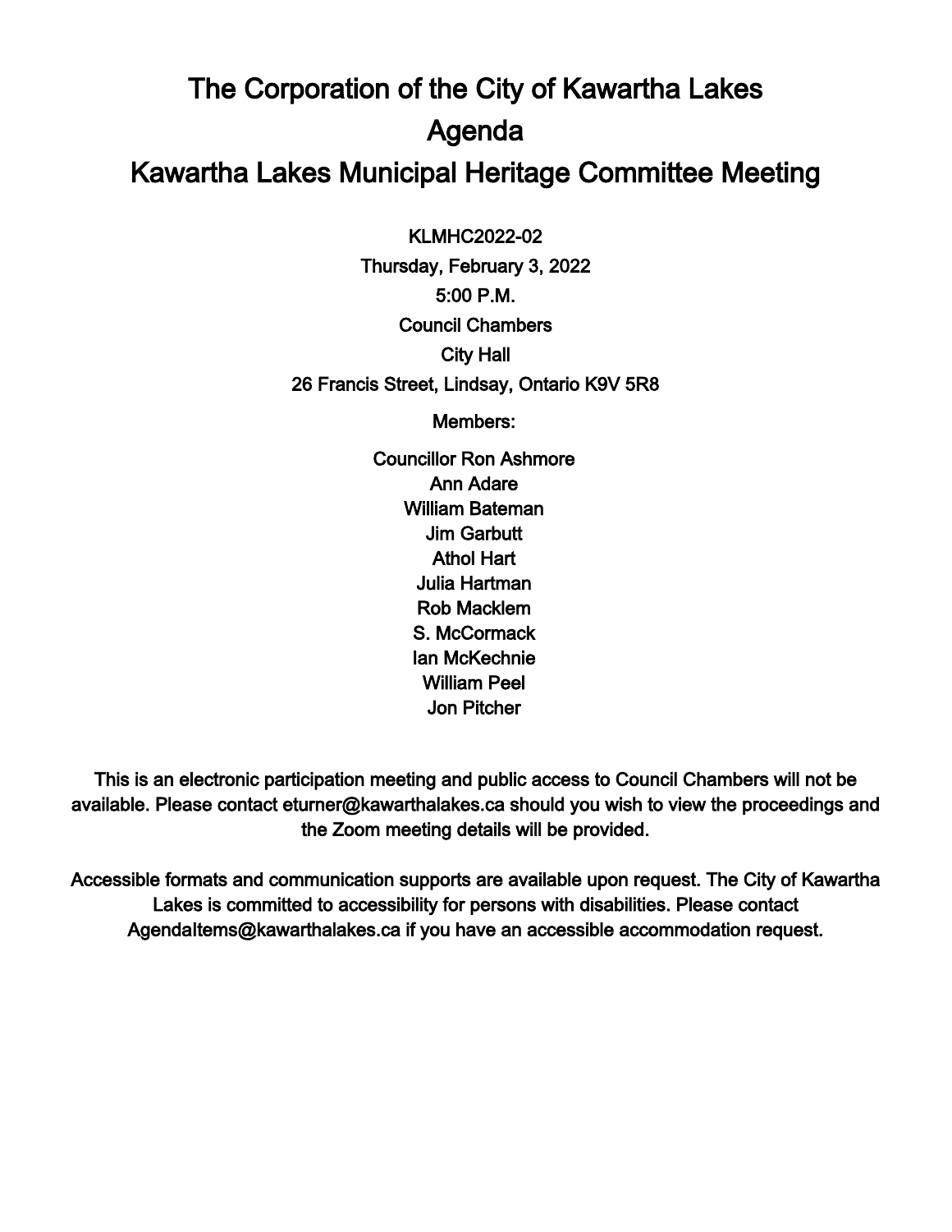# The Corporation of the City of Kawartha Lakes

# Agenda

# Kawartha Lakes Municipal Heritage Committee Meeting

KLMHC2022-02

Thursday, February 3, 2022

5:00 P.M.

Council Chambers

City Hall

26 Francis Street, Lindsay, Ontario K9V 5R8

Members:

Councillor Ron Ashmore
Ann Adare
William Bateman
Jim Garbutt
Athol Hart
Julia Hartman
Rob Macklem
S. McCormack
Ian McKechnie
William Peel
Jon Pitcher

This is an electronic participation meeting and public access to Council Chambers will not be available. Please contact eturner@kawarthalakes.ca should you wish to view the proceedings and the Zoom meeting details will be provided.

Accessible formats and communication supports are available upon request. The City of Kawartha Lakes is committed to accessibility for persons with disabilities. Please contact AgendaItems@kawarthalakes.ca if you have an accessible accommodation request.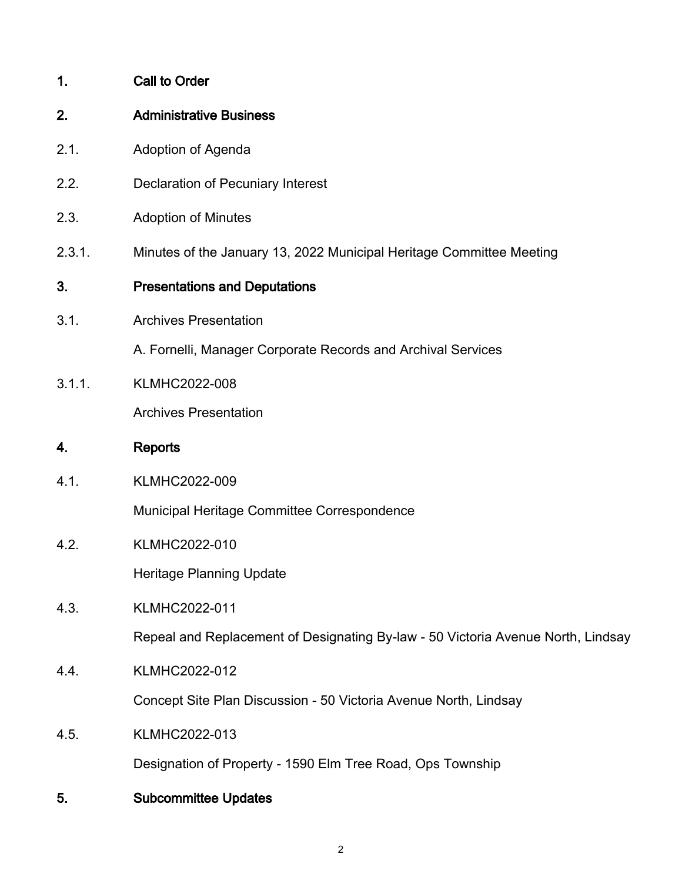## 1. Call to Order

## 2. Administrative Business

2.1. Adoption of Agenda

2.2. Declaration of Pecuniary Interest

2.3. Adoption of Minutes

2.3.1. Minutes of the January 13, 2022 Municipal Heritage Committee Meeting

## 3. Presentations and Deputations

3.1. Archives Presentation

A. Fornelli, Manager Corporate Records and Archival Services

3.1.1. KLMHC2022-008

Archives Presentation

## 4. Reports

4.1. KLMHC2022-009

Municipal Heritage Committee Correspondence

4.2. KLMHC2022-010

Heritage Planning Update

4.3. KLMHC2022-011

Repeal and Replacement of Designating By-law - 50 Victoria Avenue North, Lindsay

4.4. KLMHC2022-012

Concept Site Plan Discussion - 50 Victoria Avenue North, Lindsay

4.5. KLMHC2022-013

Designation of Property - 1590 Elm Tree Road, Ops Township

## 5. Subcommittee Updates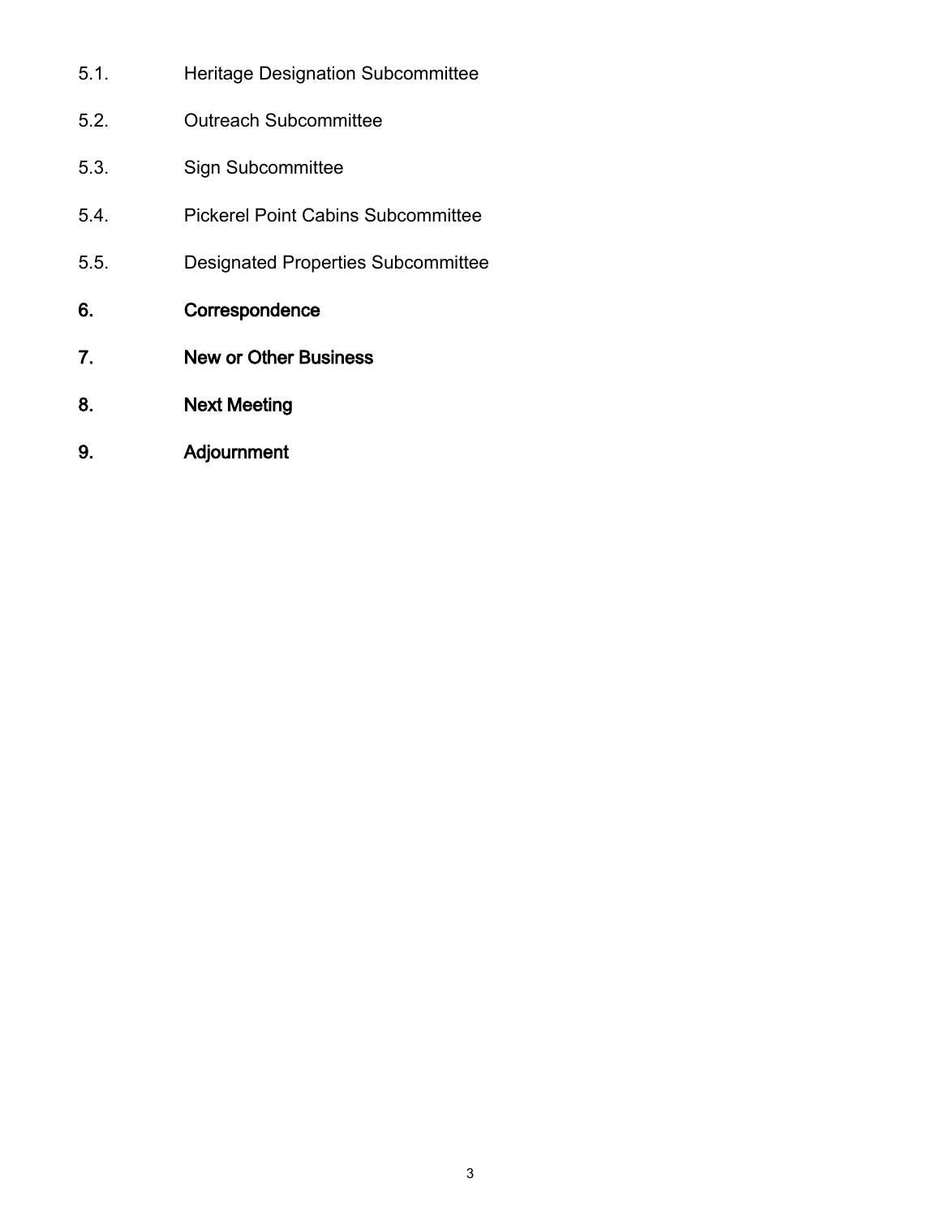5.1. Heritage Designation Subcommittee

5.2. Outreach Subcommittee

5.3. Sign Subcommittee

5.4. Pickerel Point Cabins Subcommittee

5.5. Designated Properties Subcommittee

## 6. Correspondence

## 7. New or Other Business

## 8. Next Meeting

## 9. Adjournment